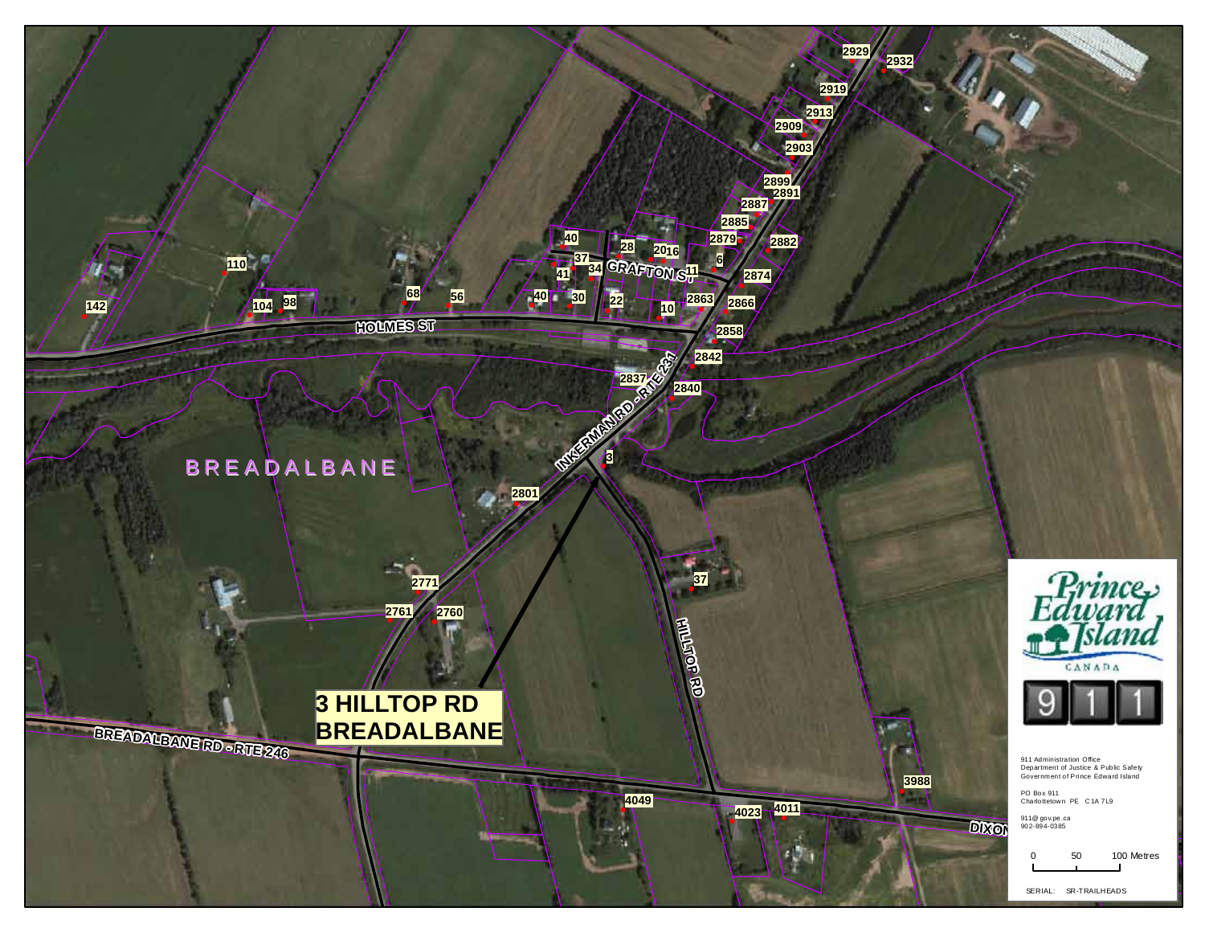# 3 HILLTOP RD BREADALBANE

BREADALBANE

HOLMES ST

GRAFTON ST

INKERMAN RD - RTE 231

HILLTOP RD

BREADALBANE RD - RTE 246

DIXON

2929, 2932, 2919, 2913, 2909, 2903, 2899, 2891, 2887, 2885, 2879, 2882, 40, 28, 20, 16, 6, 37, 34, 11, 2874, 41, 40, 30, 22, 10, 2863, 2866, 2858, 2842, 2837, 2840, 3, 2801, 37, 2771, 2761, 2760, 110, 142, 104, 98, 68, 56, 3988, 4049, 4023, 4011

Prince Edward Island CANADA

911

911 Administration Office
Department of Justice & Public Safety
Government of Prince Edward Island

PO Box 911
Charlottetown PE C1A 7L9

911@gov.pe.ca
902-894-0385

0 50 100 Metres

SERIAL: SR-TRAILHEADS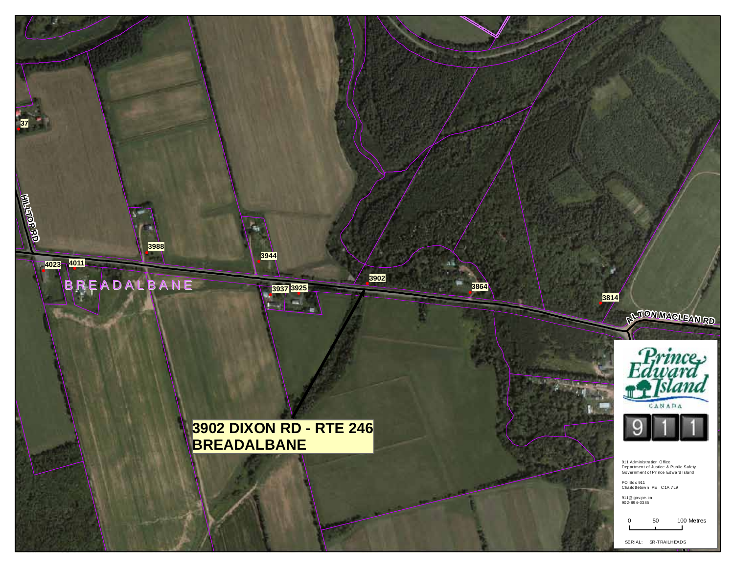**3902 DIXON RD - RTE 246**
**BREADALBANE**

HILLTOP RD

ALTON MACLEAN RD

BREADALBANE

37

3988

3944

4023

4011

3902

3937

3925

3864

3814

Prince Edward Island
CANADA

911

911 Administration Office
Department of Justice & Public Safety
Government of Prince Edward Island

PO Box 911
Charlottetown PE C1A 7L9

911@gov.pe.ca
902-894-0385

0 50 100 Metres

SERIAL: SR-TRAILHEADS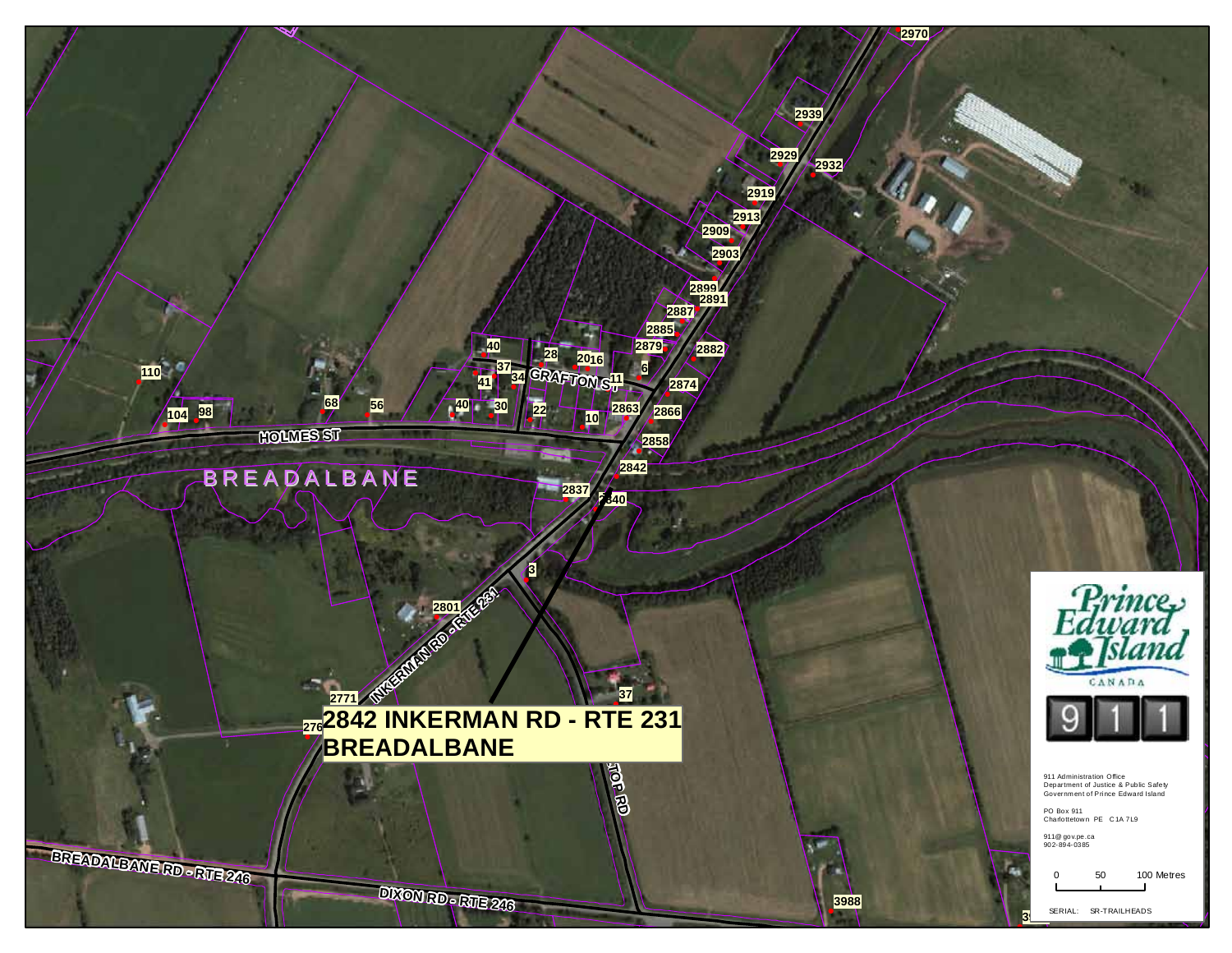# 2842 INKERMAN RD - RTE 231
# BREADALBANE

Prince Edward Island
CANADA

911

911 Administration Office
Department of Justice & Public Safety
Government of Prince Edward Island

PO Box 911
Charlottetown PE C1A 7L9

911@gov.pe.ca
902-894-0385

0 50 100 Metres

SERIAL: SR-TRAILHEADS

HOLMES ST
GRAFTON ST
INKERMAN RD - RTE 231
BREADALBANE RD - RTE 246
DIXON RD - RTE 246
TOP RD
BREADALBANE

2970
2939
2929
2932
2919
2913
2909
2903
2899
2891
2887
2885
2879
2882
2874
2866
2863
2858
2842
2840
2837
2801
2771
276
3
37
3988
40
28
20
16
6
11
37
41
34
40
30
22
10
110
104
98
68
56